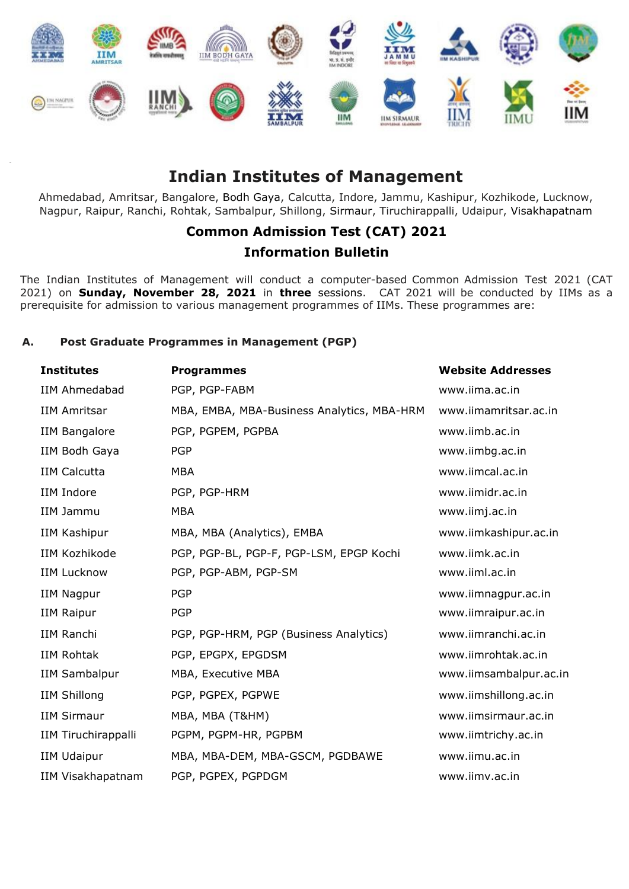# Indian Institutes of Management

Ahmedabad, Amritsar, Bangalore, Bodh Gaya, Calcutta, Indore, Jammu, Kashipur, Kozhikode, Lucknow, Nagpur, Raipur, Ranchi, Rohtak, Sambalpur, Shillong, Sirmaur, Tiruchirappalli, Udaipur, Visakhapatnam

## Common Admission Test (CAT) 2021

## Information Bulletin

The Indian Institutes of Management will conduct a computer-based Common Admission Test 2021 (CAT 2021) on **Sunday, November 28, 2021** in **three** sessions. CAT 2021 will be conducted by IIMs as a prerequisite for admission to various management programmes of IIMs. These programmes are:

### A. Post Graduate Programmes in Management (PGP)

| Institutes | Programmes | Website Addresses |
|---|---|---|
| IIM Ahmedabad | PGP, PGP-FABM | www.iima.ac.in |
| IIM Amritsar | MBA, EMBA, MBA-Business Analytics, MBA-HRM | www.iimamritsar.ac.in |
| IIM Bangalore | PGP, PGPEM, PGPBA | www.iimb.ac.in |
| IIM Bodh Gaya | PGP | www.iimbg.ac.in |
| IIM Calcutta | MBA | www.iimcal.ac.in |
| IIM Indore | PGP, PGP-HRM | www.iimidr.ac.in |
| IIM Jammu | MBA | www.iimj.ac.in |
| IIM Kashipur | MBA, MBA (Analytics), EMBA | www.iimkashipur.ac.in |
| IIM Kozhikode | PGP, PGP-BL, PGP-F, PGP-LSM, EPGP Kochi | www.iimk.ac.in |
| IIM Lucknow | PGP, PGP-ABM, PGP-SM | www.iiml.ac.in |
| IIM Nagpur | PGP | www.iimnagpur.ac.in |
| IIM Raipur | PGP | www.iimraipur.ac.in |
| IIM Ranchi | PGP, PGP-HRM, PGP (Business Analytics) | www.iimranchi.ac.in |
| IIM Rohtak | PGP, EPGPX, EPGDSM | www.iimrohtak.ac.in |
| IIM Sambalpur | MBA, Executive MBA | www.iimsambalpur.ac.in |
| IIM Shillong | PGP, PGPEX, PGPWE | www.iimshillong.ac.in |
| IIM Sirmaur | MBA, MBA (T&HM) | www.iimsirmaur.ac.in |
| IIM Tiruchirappalli | PGPM, PGPM-HR, PGPBM | www.iimtrichy.ac.in |
| IIM Udaipur | MBA, MBA-DEM, MBA-GSCM, PGDBAWE | www.iimu.ac.in |
| IIM Visakhapatnam | PGP, PGPEX, PGPDGM | www.iimv.ac.in |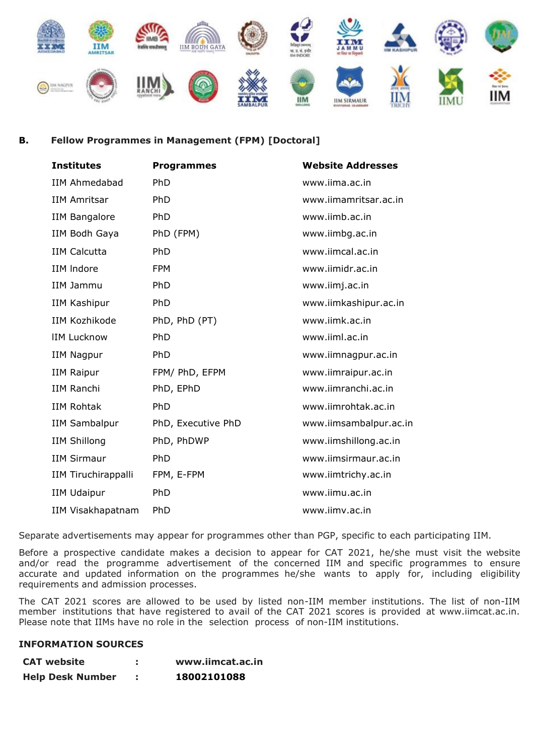## B. Fellow Programmes in Management (FPM) [Doctoral]

| Institutes | Programmes | Website Addresses |
| --- | --- | --- |
| IIM Ahmedabad | PhD | www.iima.ac.in |
| IIM Amritsar | PhD | www.iimamritsar.ac.in |
| IIM Bangalore | PhD | www.iimb.ac.in |
| IIM Bodh Gaya | PhD (FPM) | www.iimbg.ac.in |
| IIM Calcutta | PhD | www.iimcal.ac.in |
| IIM Indore | FPM | www.iimidr.ac.in |
| IIM Jammu | PhD | www.iimj.ac.in |
| IIM Kashipur | PhD | www.iimkashipur.ac.in |
| IIM Kozhikode | PhD, PhD (PT) | www.iimk.ac.in |
| IIM Lucknow | PhD | www.iiml.ac.in |
| IIM Nagpur | PhD | www.iimnagpur.ac.in |
| IIM Raipur | FPM/ PhD, EFPM | www.iimraipur.ac.in |
| IIM Ranchi | PhD, EPhD | www.iimranchi.ac.in |
| IIM Rohtak | PhD | www.iimrohtak.ac.in |
| IIM Sambalpur | PhD, Executive PhD | www.iimsambalpur.ac.in |
| IIM Shillong | PhD, PhDWP | www.iimshillong.ac.in |
| IIM Sirmaur | PhD | www.iimsirmaur.ac.in |
| IIM Tiruchirappalli | FPM, E-FPM | www.iimtrichy.ac.in |
| IIM Udaipur | PhD | www.iimu.ac.in |
| IIM Visakhapatnam | PhD | www.iimv.ac.in |

Separate advertisements may appear for programmes other than PGP, specific to each participating IIM.

Before a prospective candidate makes a decision to appear for CAT 2021, he/she must visit the website and/or read the programme advertisement of the concerned IIM and specific programmes to ensure accurate and updated information on the programmes he/she wants to apply for, including eligibility requirements and admission processes.

The CAT 2021 scores are allowed to be used by listed non-IIM member institutions. The list of non-IIM member institutions that have registered to avail of the CAT 2021 scores is provided at www.iimcat.ac.in. Please note that IIMs have no role in the selection process of non-IIM institutions.

### INFORMATION SOURCES

| | | |
| --- | --- | --- |
| **CAT website** | : | **www.iimcat.ac.in** |
| **Help Desk Number** | : | **18002101088** |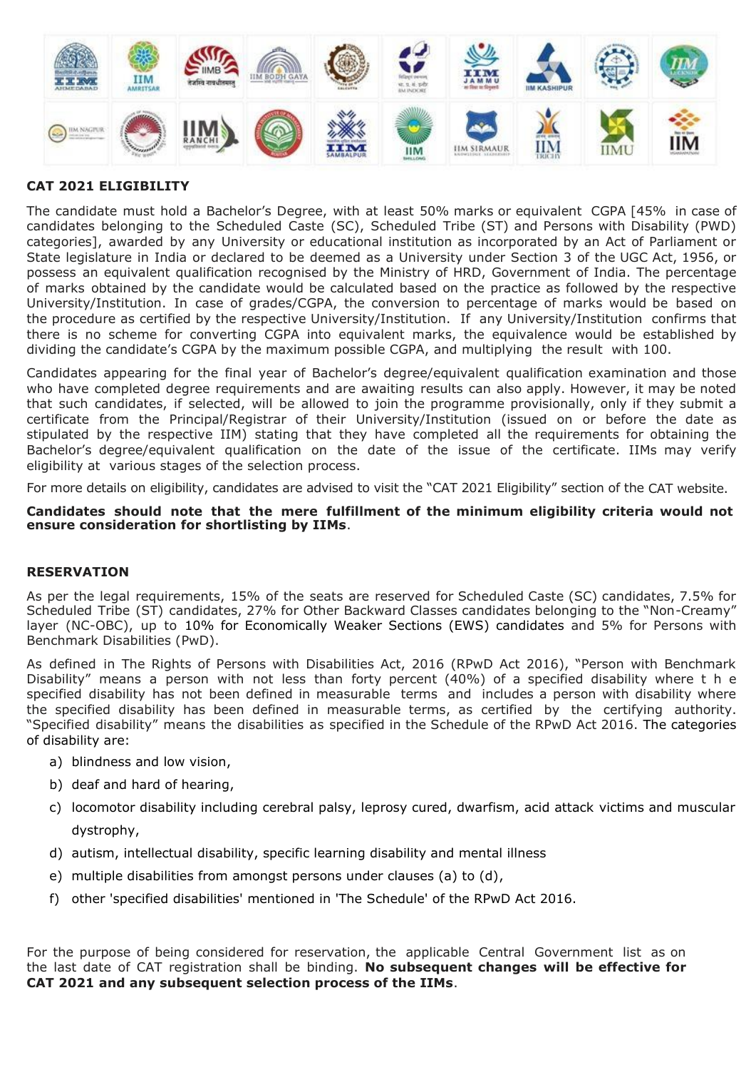## CAT 2021 ELIGIBILITY

The candidate must hold a Bachelor's Degree, with at least 50% marks or equivalent CGPA [45% in case of candidates belonging to the Scheduled Caste (SC), Scheduled Tribe (ST) and Persons with Disability (PWD) categories], awarded by any University or educational institution as incorporated by an Act of Parliament or State legislature in India or declared to be deemed as a University under Section 3 of the UGC Act, 1956, or possess an equivalent qualification recognised by the Ministry of HRD, Government of India. The percentage of marks obtained by the candidate would be calculated based on the practice as followed by the respective University/Institution. In case of grades/CGPA, the conversion to percentage of marks would be based on the procedure as certified by the respective University/Institution. If any University/Institution confirms that there is no scheme for converting CGPA into equivalent marks, the equivalence would be established by dividing the candidate's CGPA by the maximum possible CGPA, and multiplying the result with 100.

Candidates appearing for the final year of Bachelor's degree/equivalent qualification examination and those who have completed degree requirements and are awaiting results can also apply. However, it may be noted that such candidates, if selected, will be allowed to join the programme provisionally, only if they submit a certificate from the Principal/Registrar of their University/Institution (issued on or before the date as stipulated by the respective IIM) stating that they have completed all the requirements for obtaining the Bachelor's degree/equivalent qualification on the date of the issue of the certificate. IIMs may verify eligibility at various stages of the selection process.

For more details on eligibility, candidates are advised to visit the "CAT 2021 Eligibility" section of the CAT website.

**Candidates should note that the mere fulfillment of the minimum eligibility criteria would not ensure consideration for shortlisting by IIMs**.

## RESERVATION

As per the legal requirements, 15% of the seats are reserved for Scheduled Caste (SC) candidates, 7.5% for Scheduled Tribe (ST) candidates, 27% for Other Backward Classes candidates belonging to the "Non-Creamy" layer (NC-OBC), up to 10% for Economically Weaker Sections (EWS) candidates and 5% for Persons with Benchmark Disabilities (PwD).

As defined in The Rights of Persons with Disabilities Act, 2016 (RPwD Act 2016), "Person with Benchmark Disability" means a person with not less than forty percent (40%) of a specified disability where the specified disability has not been defined in measurable terms and includes a person with disability where the specified disability has been defined in measurable terms, as certified by the certifying authority. "Specified disability" means the disabilities as specified in the Schedule of the RPwD Act 2016. The categories of disability are:

a) blindness and low vision,
b) deaf and hard of hearing,
c) locomotor disability including cerebral palsy, leprosy cured, dwarfism, acid attack victims and muscular dystrophy,
d) autism, intellectual disability, specific learning disability and mental illness
e) multiple disabilities from amongst persons under clauses (a) to (d),
f) other 'specified disabilities' mentioned in 'The Schedule' of the RPwD Act 2016.

For the purpose of being considered for reservation, the applicable Central Government list as on the last date of CAT registration shall be binding. **No subsequent changes will be effective for CAT 2021 and any subsequent selection process of the IIMs**.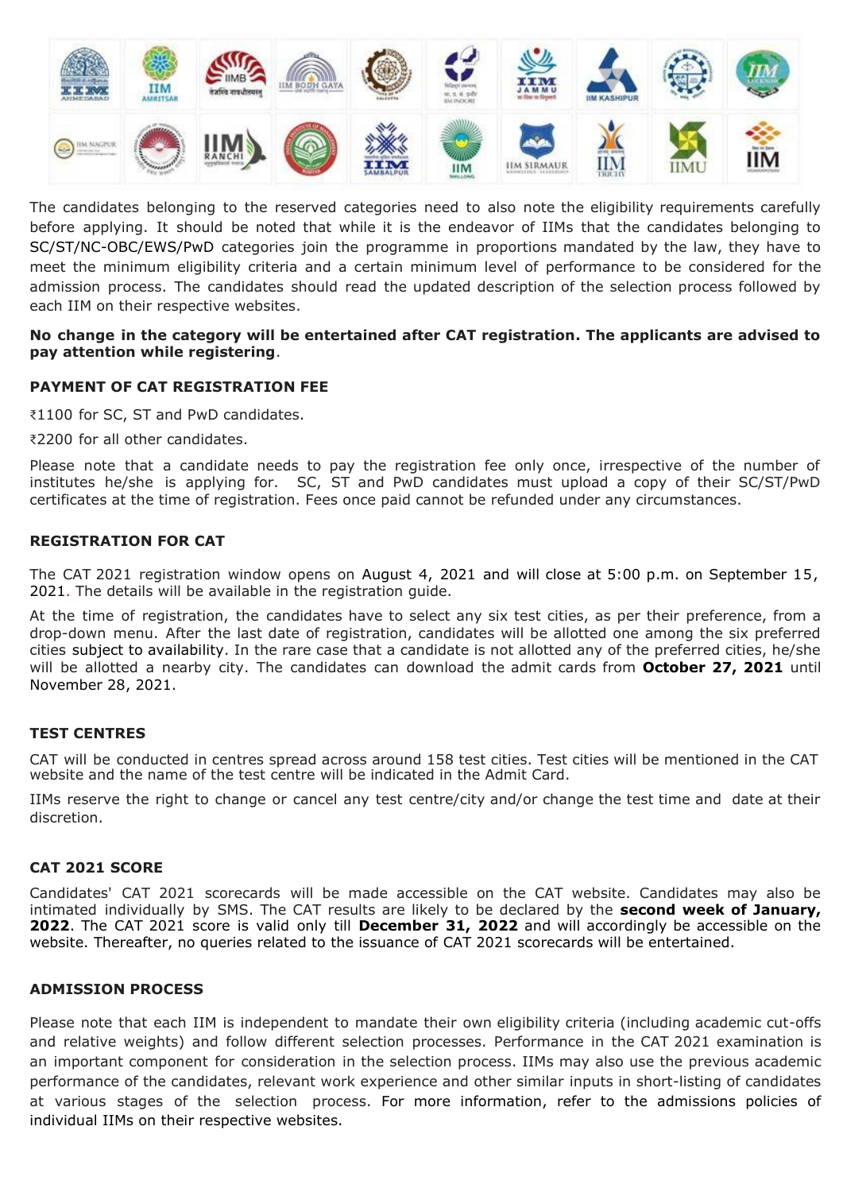The candidates belonging to the reserved categories need to also note the eligibility requirements carefully before applying. It should be noted that while it is the endeavor of IIMs that the candidates belonging to SC/ST/NC-OBC/EWS/PwD categories join the programme in proportions mandated by the law, they have to meet the minimum eligibility criteria and a certain minimum level of performance to be considered for the admission process. The candidates should read the updated description of the selection process followed by each IIM on their respective websites.

**No change in the category will be entertained after CAT registration. The applicants are advised to pay attention while registering**.

### PAYMENT OF CAT REGISTRATION FEE

₹1100 for SC, ST and PwD candidates.

₹2200 for all other candidates.

Please note that a candidate needs to pay the registration fee only once, irrespective of the number of institutes he/she is applying for. SC, ST and PwD candidates must upload a copy of their SC/ST/PwD certificates at the time of registration. Fees once paid cannot be refunded under any circumstances.

### REGISTRATION FOR CAT

The CAT 2021 registration window opens on August 4, 2021 and will close at 5:00 p.m. on September 15, 2021. The details will be available in the registration guide.

At the time of registration, the candidates have to select any six test cities, as per their preference, from a drop-down menu. After the last date of registration, candidates will be allotted one among the six preferred cities subject to availability. In the rare case that a candidate is not allotted any of the preferred cities, he/she will be allotted a nearby city. The candidates can download the admit cards from **October 27, 2021** until November 28, 2021.

### TEST CENTRES

CAT will be conducted in centres spread across around 158 test cities. Test cities will be mentioned in the CAT website and the name of the test centre will be indicated in the Admit Card.

IIMs reserve the right to change or cancel any test centre/city and/or change the test time and date at their discretion.

### CAT 2021 SCORE

Candidates' CAT 2021 scorecards will be made accessible on the CAT website. Candidates may also be intimated individually by SMS. The CAT results are likely to be declared by the **second week of January, 2022**. The CAT 2021 score is valid only till **December 31, 2022** and will accordingly be accessible on the website. Thereafter, no queries related to the issuance of CAT 2021 scorecards will be entertained.

### ADMISSION PROCESS

Please note that each IIM is independent to mandate their own eligibility criteria (including academic cut-offs and relative weights) and follow different selection processes. Performance in the CAT 2021 examination is an important component for consideration in the selection process. IIMs may also use the previous academic performance of the candidates, relevant work experience and other similar inputs in short-listing of candidates at various stages of the selection process. For more information, refer to the admissions policies of individual IIMs on their respective websites.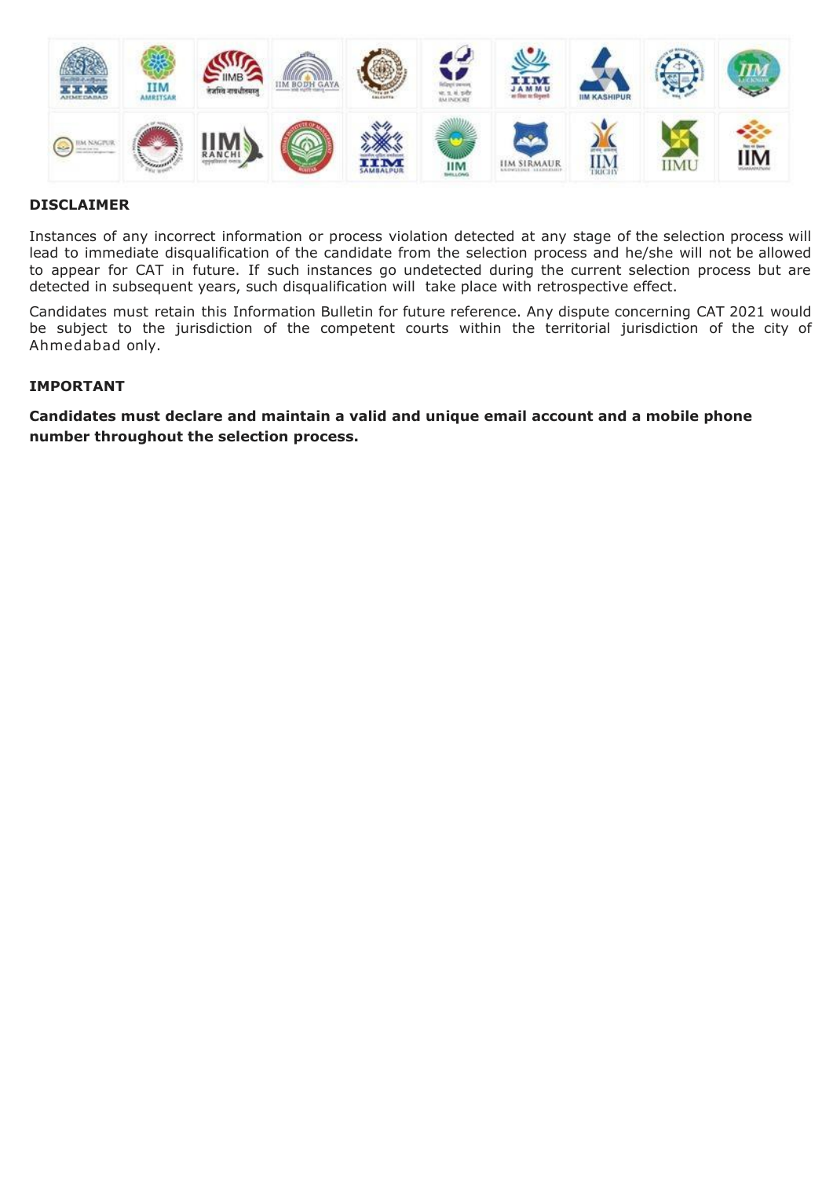**DISCLAIMER**

Instances of any incorrect information or process violation detected at any stage of the selection process will lead to immediate disqualification of the candidate from the selection process and he/she will not be allowed to appear for CAT in future. If such instances go undetected during the current selection process but are detected in subsequent years, such disqualification will take place with retrospective effect.

Candidates must retain this Information Bulletin for future reference. Any dispute concerning CAT 2021 would be subject to the jurisdiction of the competent courts within the territorial jurisdiction of the city of Ahmedabad only.

**IMPORTANT**

**Candidates must declare and maintain a valid and unique email account and a mobile phone number throughout the selection process.**